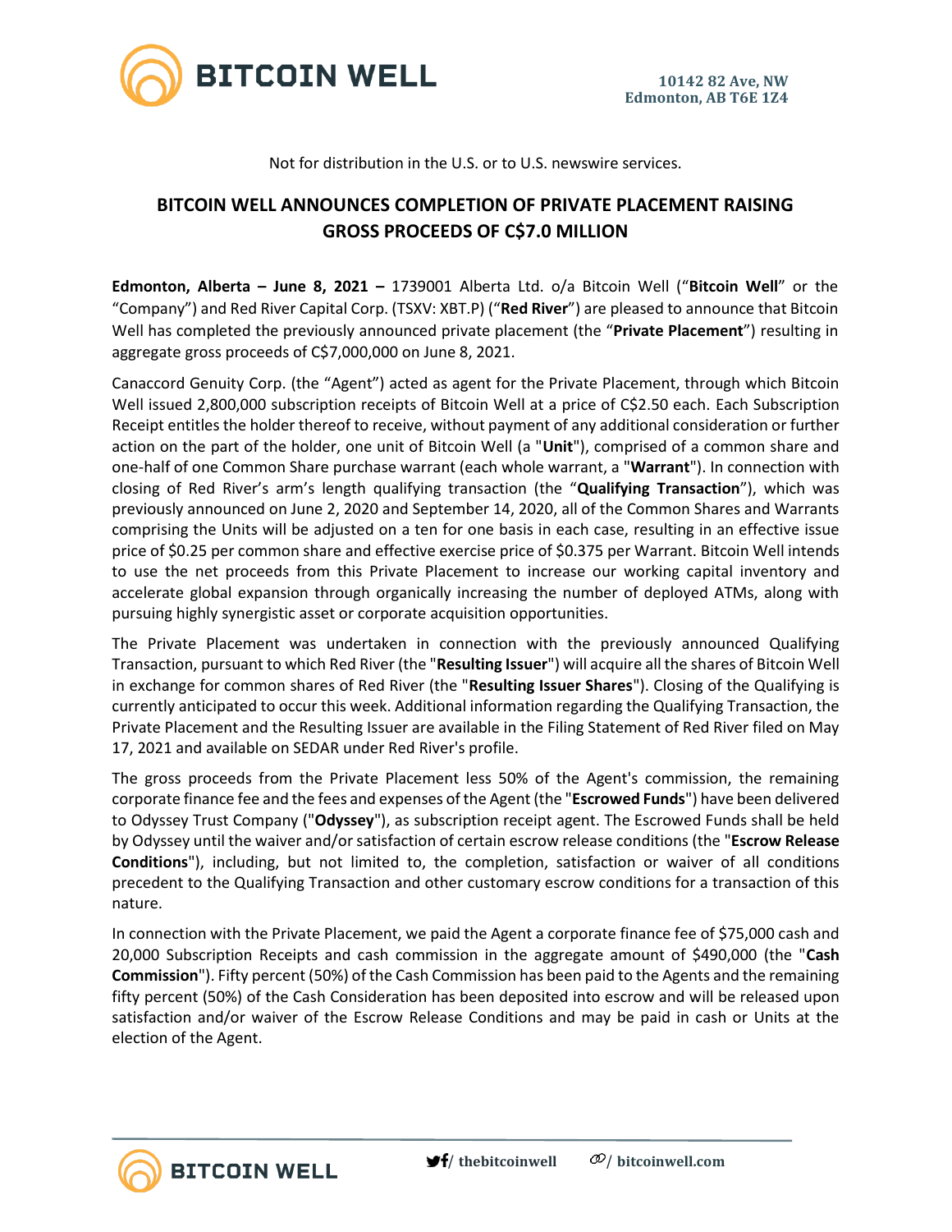10142 82 Ave, NW
Edmonton, AB T6E 1Z4

Not for distribution in the U.S. or to U.S. newswire services.

# BITCOIN WELL ANNOUNCES COMPLETION OF PRIVATE PLACEMENT RAISING GROSS PROCEEDS OF C$7.0 MILLION

**Edmonton, Alberta – June 8, 2021 –** 1739001 Alberta Ltd. o/a Bitcoin Well ("**Bitcoin Well**" or the "Company") and Red River Capital Corp. (TSXV: XBT.P) ("**Red River**") are pleased to announce that Bitcoin Well has completed the previously announced private placement (the "**Private Placement**") resulting in aggregate gross proceeds of C$7,000,000 on June 8, 2021.

Canaccord Genuity Corp. (the "Agent") acted as agent for the Private Placement, through which Bitcoin Well issued 2,800,000 subscription receipts of Bitcoin Well at a price of C$2.50 each. Each Subscription Receipt entitles the holder thereof to receive, without payment of any additional consideration or further action on the part of the holder, one unit of Bitcoin Well (a "**Unit**"), comprised of a common share and one-half of one Common Share purchase warrant (each whole warrant, a "**Warrant**"). In connection with closing of Red River's arm's length qualifying transaction (the "**Qualifying Transaction**"), which was previously announced on June 2, 2020 and September 14, 2020, all of the Common Shares and Warrants comprising the Units will be adjusted on a ten for one basis in each case, resulting in an effective issue price of $0.25 per common share and effective exercise price of $0.375 per Warrant. Bitcoin Well intends to use the net proceeds from this Private Placement to increase our working capital inventory and accelerate global expansion through organically increasing the number of deployed ATMs, along with pursuing highly synergistic asset or corporate acquisition opportunities.

The Private Placement was undertaken in connection with the previously announced Qualifying Transaction, pursuant to which Red River (the "**Resulting Issuer**") will acquire all the shares of Bitcoin Well in exchange for common shares of Red River (the "**Resulting Issuer Shares**"). Closing of the Qualifying is currently anticipated to occur this week. Additional information regarding the Qualifying Transaction, the Private Placement and the Resulting Issuer are available in the Filing Statement of Red River filed on May 17, 2021 and available on SEDAR under Red River's profile.

The gross proceeds from the Private Placement less 50% of the Agent's commission, the remaining corporate finance fee and the fees and expenses of the Agent (the "**Escrowed Funds**") have been delivered to Odyssey Trust Company ("**Odyssey**"), as subscription receipt agent. The Escrowed Funds shall be held by Odyssey until the waiver and/or satisfaction of certain escrow release conditions (the "**Escrow Release Conditions**"), including, but not limited to, the completion, satisfaction or waiver of all conditions precedent to the Qualifying Transaction and other customary escrow conditions for a transaction of this nature.

In connection with the Private Placement, we paid the Agent a corporate finance fee of $75,000 cash and 20,000 Subscription Receipts and cash commission in the aggregate amount of $490,000 (the "**Cash Commission**"). Fifty percent (50%) of the Cash Commission has been paid to the Agents and the remaining fifty percent (50%) of the Cash Consideration has been deposited into escrow and will be released upon satisfaction and/or waiver of the Escrow Release Conditions and may be paid in cash or Units at the election of the Agent.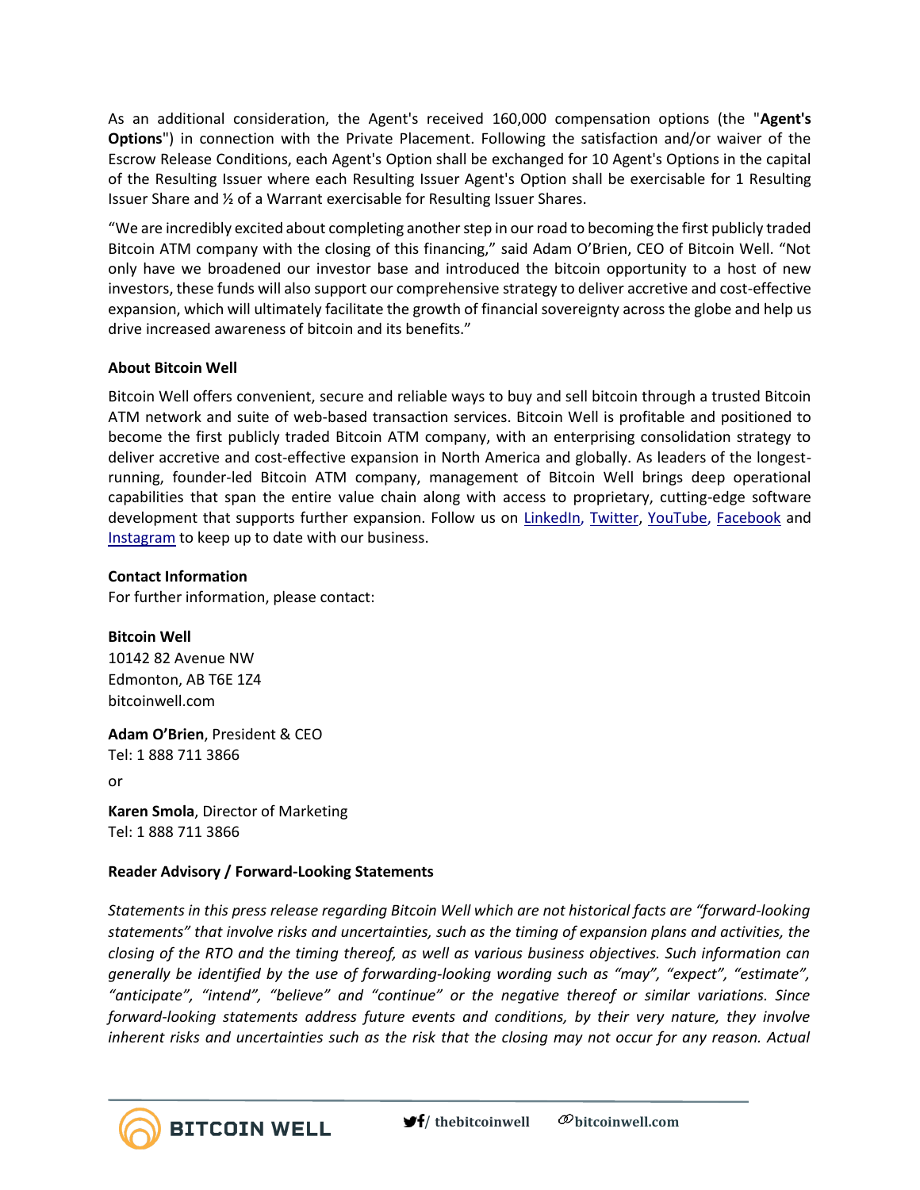As an additional consideration, the Agent's received 160,000 compensation options (the "**Agent's Options**") in connection with the Private Placement. Following the satisfaction and/or waiver of the Escrow Release Conditions, each Agent's Option shall be exchanged for 10 Agent's Options in the capital of the Resulting Issuer where each Resulting Issuer Agent's Option shall be exercisable for 1 Resulting Issuer Share and ½ of a Warrant exercisable for Resulting Issuer Shares.

"We are incredibly excited about completing another step in our road to becoming the first publicly traded Bitcoin ATM company with the closing of this financing," said Adam O'Brien, CEO of Bitcoin Well. "Not only have we broadened our investor base and introduced the bitcoin opportunity to a host of new investors, these funds will also support our comprehensive strategy to deliver accretive and cost-effective expansion, which will ultimately facilitate the growth of financial sovereignty across the globe and help us drive increased awareness of bitcoin and its benefits."

**About Bitcoin Well**

Bitcoin Well offers convenient, secure and reliable ways to buy and sell bitcoin through a trusted Bitcoin ATM network and suite of web-based transaction services. Bitcoin Well is profitable and positioned to become the first publicly traded Bitcoin ATM company, with an enterprising consolidation strategy to deliver accretive and cost-effective expansion in North America and globally. As leaders of the longest-running, founder-led Bitcoin ATM company, management of Bitcoin Well brings deep operational capabilities that span the entire value chain along with access to proprietary, cutting-edge software development that supports further expansion. Follow us on LinkedIn, Twitter, YouTube, Facebook and Instagram to keep up to date with our business.

**Contact Information**
For further information, please contact:

**Bitcoin Well**
10142 82 Avenue NW
Edmonton, AB T6E 1Z4
bitcoinwell.com

**Adam O'Brien**, President & CEO
Tel: 1 888 711 3866

or

**Karen Smola**, Director of Marketing
Tel: 1 888 711 3866

**Reader Advisory / Forward-Looking Statements**

*Statements in this press release regarding Bitcoin Well which are not historical facts are "forward-looking statements" that involve risks and uncertainties, such as the timing of expansion plans and activities, the closing of the RTO and the timing thereof, as well as various business objectives. Such information can generally be identified by the use of forwarding-looking wording such as "may", "expect", "estimate", "anticipate", "intend", "believe" and "continue" or the negative thereof or similar variations. Since forward-looking statements address future events and conditions, by their very nature, they involve inherent risks and uncertainties such as the risk that the closing may not occur for any reason. Actual*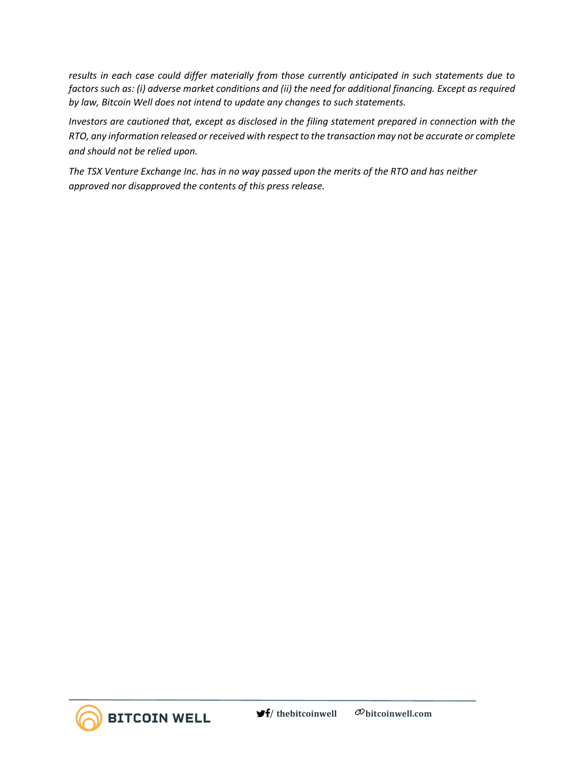*results in each case could differ materially from those currently anticipated in such statements due to factors such as: (i) adverse market conditions and (ii) the need for additional financing. Except as required by law, Bitcoin Well does not intend to update any changes to such statements.*

*Investors are cautioned that, except as disclosed in the filing statement prepared in connection with the RTO, any information released or received with respect to the transaction may not be accurate or complete and should not be relied upon.*

*The TSX Venture Exchange Inc. has in no way passed upon the merits of the RTO and has neither approved nor disapproved the contents of this press release.*